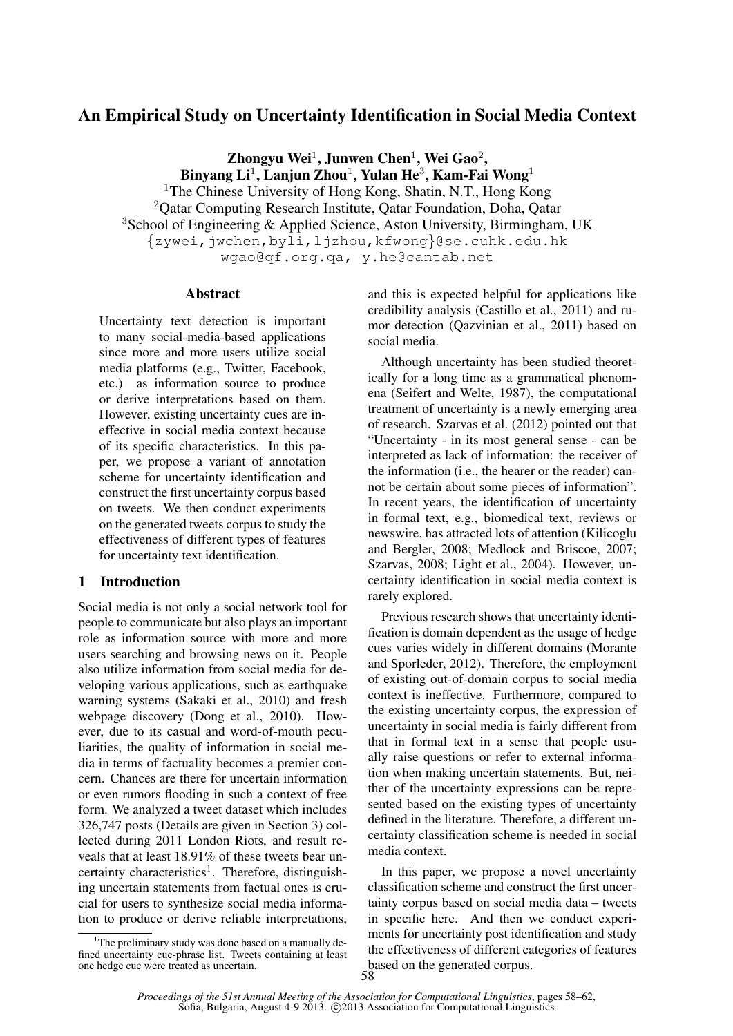# An Empirical Study on Uncertainty Identification in Social Media Context

**Zhongyu Wei[1], Junwen Chen[1], Wei Gao[2], Binyang Li[1], Lanjun Zhou[1], Yulan He[3], Kam-Fai Wong[1]**

[1]The Chinese University of Hong Kong, Shatin, N.T., Hong Kong
[2]Qatar Computing Research Institute, Qatar Foundation, Doha, Qatar
[3]School of Engineering & Applied Science, Aston University, Birmingham, UK

{zywei,jwchen,byli,ljzhou,kfwong}@se.cuhk.edu.hk
wgao@qf.org.qa, y.he@cantab.net

## Abstract

Uncertainty text detection is important to many social-media-based applications since more and more users utilize social media platforms (e.g., Twitter, Facebook, etc.) as information source to produce or derive interpretations based on them. However, existing uncertainty cues are ineffective in social media context because of its specific characteristics. In this paper, we propose a variant of annotation scheme for uncertainty identification and construct the first uncertainty corpus based on tweets. We then conduct experiments on the generated tweets corpus to study the effectiveness of different types of features for uncertainty text identification.

## 1 Introduction

Social media is not only a social network tool for people to communicate but also plays an important role as information source with more and more users searching and browsing news on it. People also utilize information from social media for developing various applications, such as earthquake warning systems (Sakaki et al., 2010) and fresh webpage discovery (Dong et al., 2010). However, due to its casual and word-of-mouth peculiarities, the quality of information in social media in terms of factuality becomes a premier concern. Chances are there for uncertain information or even rumors flooding in such a context of free form. We analyzed a tweet dataset which includes 326,747 posts (Details are given in Section 3) collected during 2011 London Riots, and result reveals that at least 18.91% of these tweets bear uncertainty characteristics[1]. Therefore, distinguishing uncertain statements from factual ones is crucial for users to synthesize social media information to produce or derive reliable interpretations, and this is expected helpful for applications like credibility analysis (Castillo et al., 2011) and rumor detection (Qazvinian et al., 2011) based on social media.

Although uncertainty has been studied theoretically for a long time as a grammatical phenomena (Seifert and Welte, 1987), the computational treatment of uncertainty is a newly emerging area of research. Szarvas et al. (2012) pointed out that "Uncertainty - in its most general sense - can be interpreted as lack of information: the receiver of the information (i.e., the hearer or the reader) cannot be certain about some pieces of information". In recent years, the identification of uncertainty in formal text, e.g., biomedical text, reviews or newswire, has attracted lots of attention (Kilicoglu and Bergler, 2008; Medlock and Briscoe, 2007; Szarvas, 2008; Light et al., 2004). However, uncertainty identification in social media context is rarely explored.

Previous research shows that uncertainty identification is domain dependent as the usage of hedge cues varies widely in different domains (Morante and Sporleder, 2012). Therefore, the employment of existing out-of-domain corpus to social media context is ineffective. Furthermore, compared to the existing uncertainty corpus, the expression of uncertainty in social media is fairly different from that in formal text in a sense that people usually raise questions or refer to external information when making uncertain statements. But, neither of the uncertainty expressions can be represented based on the existing types of uncertainty defined in the literature. Therefore, a different uncertainty classification scheme is needed in social media context.

In this paper, we propose a novel uncertainty classification scheme and construct the first uncertainty corpus based on social media data – tweets in specific here. And then we conduct experiments for uncertainty post identification and study the effectiveness of different categories of features based on the generated corpus.

[1]The preliminary study was done based on a manually defined uncertainty cue-phrase list. Tweets containing at least one hedge cue were treated as uncertain.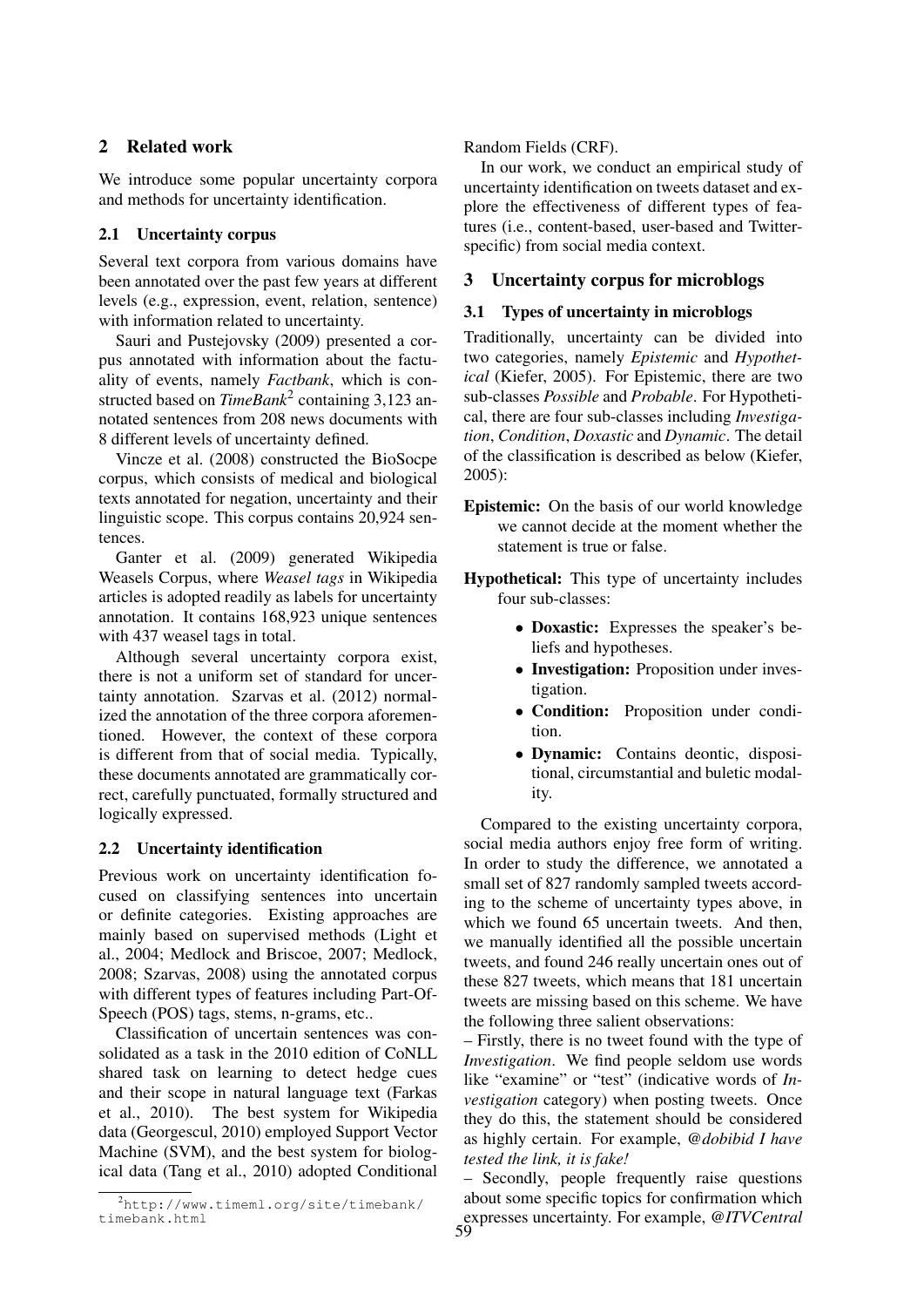## 2 Related work

We introduce some popular uncertainty corpora and methods for uncertainty identification.

### 2.1 Uncertainty corpus

Several text corpora from various domains have been annotated over the past few years at different levels (e.g., expression, event, relation, sentence) with information related to uncertainty.

Sauri and Pustejovsky (2009) presented a corpus annotated with information about the factuality of events, namely *Factbank*, which is constructed based on *TimeBank*[2] containing 3,123 annotated sentences from 208 news documents with 8 different levels of uncertainty defined.

Vincze et al. (2008) constructed the BioSocpe corpus, which consists of medical and biological texts annotated for negation, uncertainty and their linguistic scope. This corpus contains 20,924 sentences.

Ganter et al. (2009) generated Wikipedia Weasels Corpus, where *Weasel tags* in Wikipedia articles is adopted readily as labels for uncertainty annotation. It contains 168,923 unique sentences with 437 weasel tags in total.

Although several uncertainty corpora exist, there is not a uniform set of standard for uncertainty annotation. Szarvas et al. (2012) normalized the annotation of the three corpora aforementioned. However, the context of these corpora is different from that of social media. Typically, these documents annotated are grammatically correct, carefully punctuated, formally structured and logically expressed.

### 2.2 Uncertainty identification

Previous work on uncertainty identification focused on classifying sentences into uncertain or definite categories. Existing approaches are mainly based on supervised methods (Light et al., 2004; Medlock and Briscoe, 2007; Medlock, 2008; Szarvas, 2008) using the annotated corpus with different types of features including Part-Of-Speech (POS) tags, stems, n-grams, etc..

Classification of uncertain sentences was consolidated as a task in the 2010 edition of CoNLL shared task on learning to detect hedge cues and their scope in natural language text (Farkas et al., 2010). The best system for Wikipedia data (Georgescul, 2010) employed Support Vector Machine (SVM), and the best system for biological data (Tang et al., 2010) adopted Conditional Random Fields (CRF).

In our work, we conduct an empirical study of uncertainty identification on tweets dataset and explore the effectiveness of different types of features (i.e., content-based, user-based and Twitter-specific) from social media context.

[2] http://www.timeml.org/site/timebank/timebank.html

## 3 Uncertainty corpus for microblogs

### 3.1 Types of uncertainty in microblogs

Traditionally, uncertainty can be divided into two categories, namely *Epistemic* and *Hypothetical* (Kiefer, 2005). For Epistemic, there are two sub-classes *Possible* and *Probable*. For Hypothetical, there are four sub-classes including *Investigation*, *Condition*, *Doxastic* and *Dynamic*. The detail of the classification is described as below (Kiefer, 2005):

**Epistemic:** On the basis of our world knowledge we cannot decide at the moment whether the statement is true or false.

**Hypothetical:** This type of uncertainty includes four sub-classes:

- **Doxastic:** Expresses the speaker's beliefs and hypotheses.
- **Investigation:** Proposition under investigation.
- **Condition:** Proposition under condition.
- **Dynamic:** Contains deontic, dispositional, circumstantial and buletic modality.

Compared to the existing uncertainty corpora, social media authors enjoy free form of writing. In order to study the difference, we annotated a small set of 827 randomly sampled tweets according to the scheme of uncertainty types above, in which we found 65 uncertain tweets. And then, we manually identified all the possible uncertain tweets, and found 246 really uncertain ones out of these 827 tweets, which means that 181 uncertain tweets are missing based on this scheme. We have the following three salient observations:

– Firstly, there is no tweet found with the type of *Investigation*. We find people seldom use words like "examine" or "test" (indicative words of *Investigation* category) when posting tweets. Once they do this, the statement should be considered as highly certain. For example, *@dobibid I have tested the link, it is fake!*

– Secondly, people frequently raise questions about some specific topics for confirmation which expresses uncertainty. For example, *@ITVCentral*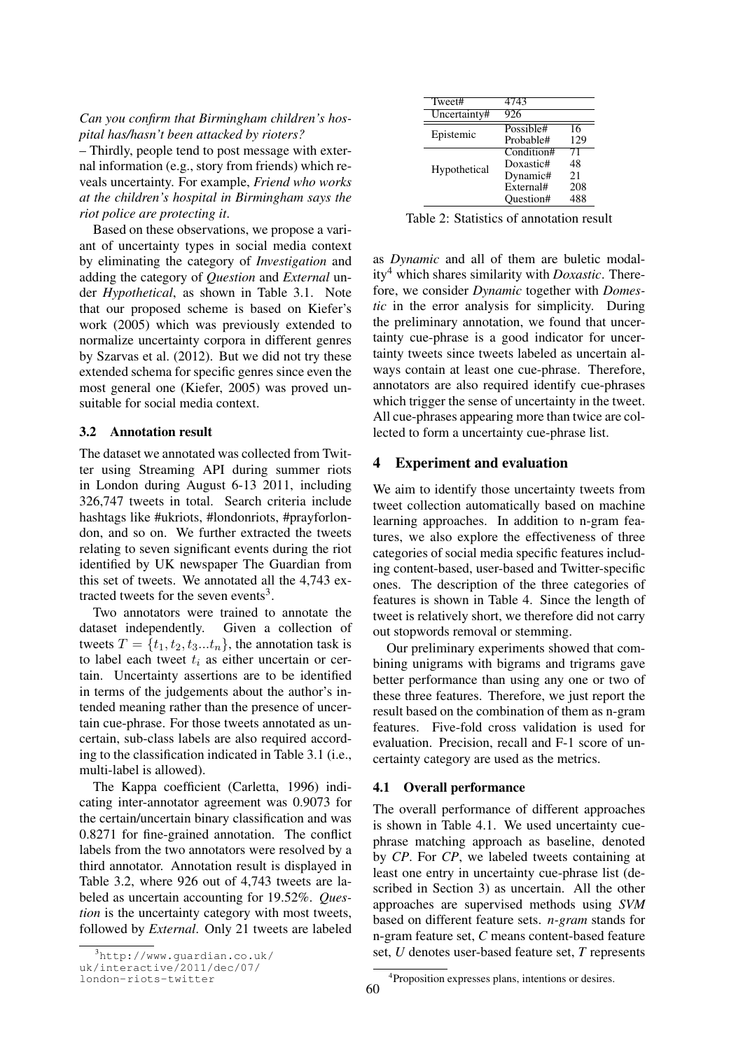*Can you confirm that Birmingham children's hospital has/hasn't been attacked by rioters?*

– Thirdly, people tend to post message with external information (e.g., story from friends) which reveals uncertainty. For example, *Friend who works at the children's hospital in Birmingham says the riot police are protecting it*.

Based on these observations, we propose a variant of uncertainty types in social media context by eliminating the category of *Investigation* and adding the category of *Question* and *External* under *Hypothetical*, as shown in Table 3.1. Note that our proposed scheme is based on Kiefer's work (2005) which was previously extended to normalize uncertainty corpora in different genres by Szarvas et al. (2012). But we did not try these extended schema for specific genres since even the most general one (Kiefer, 2005) was proved unsuitable for social media context.

### 3.2 Annotation result

The dataset we annotated was collected from Twitter using Streaming API during summer riots in London during August 6-13 2011, including 326,747 tweets in total. Search criteria include hashtags like #ukriots, #londonriots, #prayforlondon, and so on. We further extracted the tweets relating to seven significant events during the riot identified by UK newspaper The Guardian from this set of tweets. We annotated all the 4,743 extracted tweets for the seven events[3].

Two annotators were trained to annotate the dataset independently. Given a collection of tweets $T = \{t_1, t_2, t_3...t_n\}$, the annotation task is to label each tweet $t_i$ as either uncertain or certain. Uncertainty assertions are to be identified in terms of the judgements about the author's intended meaning rather than the presence of uncertain cue-phrase. For those tweets annotated as uncertain, sub-class labels are also required according to the classification indicated in Table 3.1 (i.e., multi-label is allowed).

The Kappa coefficient (Carletta, 1996) indicating inter-annotator agreement was 0.9073 for the certain/uncertain binary classification and was 0.8271 for fine-grained annotation. The conflict labels from the two annotators were resolved by a third annotator. Annotation result is displayed in Table 3.2, where 926 out of 4,743 tweets are labeled as uncertain accounting for 19.52%. *Question* is the uncertainty category with most tweets, followed by *External*. Only 21 tweets are labeled as *Dynamic* and all of them are buletic modality[4] which shares similarity with *Doxastic*. Therefore, we consider *Dynamic* together with *Domestic* in the error analysis for simplicity. During the preliminary annotation, we found that uncertainty cue-phrase is a good indicator for uncertainty tweets since tweets labeled as uncertain always contain at least one cue-phrase. Therefore, annotators are also required identify cue-phrases which trigger the sense of uncertainty in the tweet. All cue-phrases appearing more than twice are collected to form a uncertainty cue-phrase list.

| Tweet# | 4743 | |
|---|---|---|
| Uncertainty# | 926 | |
| Epistemic | Possible# | 16 |
| | Probable# | 129 |
| Hypothetical | Condition# | 71 |
| | Doxastic# | 48 |
| | Dynamic# | 21 |
| | External# | 208 |
| | Question# | 488 |

Table 2: Statistics of annotation result

## 4 Experiment and evaluation

We aim to identify those uncertainty tweets from tweet collection automatically based on machine learning approaches. In addition to n-gram features, we also explore the effectiveness of three categories of social media specific features including content-based, user-based and Twitter-specific ones. The description of the three categories of features is shown in Table 4. Since the length of tweet is relatively short, we therefore did not carry out stopwords removal or stemming.

Our preliminary experiments showed that combining unigrams with bigrams and trigrams gave better performance than using any one or two of these three features. Therefore, we just report the result based on the combination of them as n-gram features. Five-fold cross validation is used for evaluation. Precision, recall and F-1 score of uncertainty category are used as the metrics.

### 4.1 Overall performance

The overall performance of different approaches is shown in Table 4.1. We used uncertainty cue-phrase matching approach as baseline, denoted by *CP*. For *CP*, we labeled tweets containing at least one entry in uncertainty cue-phrase list (described in Section 3) as uncertain. All the other approaches are supervised methods using *SVM* based on different feature sets. *n-gram* stands for n-gram feature set, *C* means content-based feature set, *U* denotes user-based feature set, *T* represents

[3] http://www.guardian.co.uk/uk/interactive/2011/dec/07/london-riots-twitter

[4] Proposition expresses plans, intentions or desires.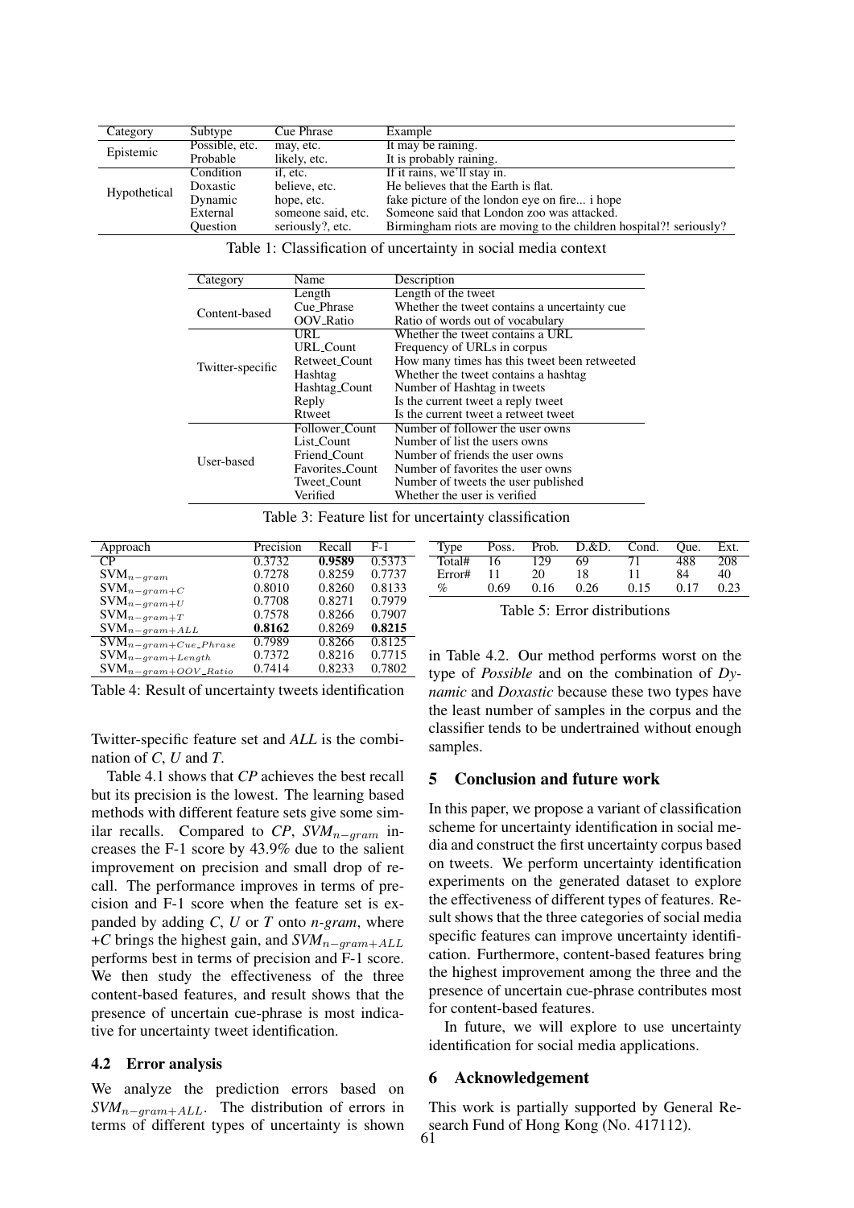| Category | Subtype | Cue Phrase | Example |
|---|---|---|---|
| Epistemic | Possible, etc. | may, etc. | It may be raining. |
| | Probable | likely, etc. | It is probably raining. |
| Hypothetical | Condition | if, etc. | If it rains, we'll stay in. |
| | Doxastic | believe, etc. | He believes that the Earth is flat. |
| | Dynamic | hope, etc. | fake picture of the london eye on fire... i hope |
| | External | someone said, etc. | Someone said that London zoo was attacked. |
| | Question | seriously?, etc. | Birmingham riots are moving to the children hospital?! seriously? |

Table 1: Classification of uncertainty in social media context

| Category | Name | Description |
|---|---|---|
| Content-based | Length | Length of the tweet |
| | Cue_Phrase | Whether the tweet contains a uncertainty cue |
| | OOV_Ratio | Ratio of words out of vocabulary |
| Twitter-specific | URL | Whether the tweet contains a URL |
| | URL_Count | Frequency of URLs in corpus |
| | Retweet_Count | How many times has this tweet been retweeted |
| | Hashtag | Whether the tweet contains a hashtag |
| | Hashtag_Count | Number of Hashtag in tweets |
| | Reply | Is the current tweet a reply tweet |
| | Rtweet | Is the current tweet a retweet tweet |
| User-based | Follower_Count | Number of follower the user owns |
| | List_Count | Number of list the users owns |
| | Friend_Count | Number of friends the user owns |
| | Favorites_Count | Number of favorites the user owns |
| | Tweet_Count | Number of tweets the user published |
| | Verified | Whether the user is verified |

Table 3: Feature list for uncertainty classification

| Approach | Precision | Recall | F-1 |
|---|---|---|---|
| CP | 0.3732 | **0.9589** | 0.5373 |
| $SVM_{n-gram}$ | 0.7278 | 0.8259 | 0.7737 |
| $SVM_{n-gram+C}$ | 0.8010 | 0.8260 | 0.8133 |
| $SVM_{n-gram+U}$ | 0.7708 | 0.8271 | 0.7979 |
| $SVM_{n-gram+T}$ | 0.7578 | 0.8266 | 0.7907 |
| $SVM_{n-gram+ALL}$ | **0.8162** | 0.8269 | **0.8215** |
| $SVM_{n-gram+Cue\_Phrase}$ | 0.7989 | 0.8266 | 0.8125 |
| $SVM_{n-gram+Length}$ | 0.7372 | 0.8216 | 0.7715 |
| $SVM_{n-gram+OOV\_Ratio}$ | 0.7414 | 0.8233 | 0.7802 |

Table 4: Result of uncertainty tweets identification

Twitter-specific feature set and *ALL* is the combination of *C*, *U* and *T*.

Table 4.1 shows that *CP* achieves the best recall but its precision is the lowest. The learning based methods with different feature sets give some similar recalls. Compared to *CP*, $SVM_{n-gram}$ increases the F-1 score by 43.9% due to the salient improvement on precision and small drop of recall. The performance improves in terms of precision and F-1 score when the feature set is expanded by adding *C*, *U* or *T* onto *n-gram*, where *+C* brings the highest gain, and $SVM_{n-gram+ALL}$ performs best in terms of precision and F-1 score. We then study the effectiveness of the three content-based features, and result shows that the presence of uncertain cue-phrase is most indicative for uncertainty tweet identification.

### 4.2 Error analysis

We analyze the prediction errors based on $SVM_{n-gram+ALL}$. The distribution of errors in terms of different types of uncertainty is shown in Table 4.2. Our method performs worst on the type of *Possible* and on the combination of *Dynamic* and *Doxastic* because these two types have the least number of samples in the corpus and the classifier tends to be undertrained without enough samples.

| Type | Poss. | Prob. | D.&D. | Cond. | Que. | Ext. |
|---|---|---|---|---|---|---|
| Total# | 16 | 129 | 69 | 71 | 488 | 208 |
| Error# | 11 | 20 | 18 | 11 | 84 | 40 |
| % | 0.69 | 0.16 | 0.26 | 0.15 | 0.17 | 0.23 |

Table 5: Error distributions

## 5 Conclusion and future work

In this paper, we propose a variant of classification scheme for uncertainty identification in social media and construct the first uncertainty corpus based on tweets. We perform uncertainty identification experiments on the generated dataset to explore the effectiveness of different types of features. Result shows that the three categories of social media specific features can improve uncertainty identification. Furthermore, content-based features bring the highest improvement among the three and the presence of uncertain cue-phrase contributes most for content-based features.

In future, we will explore to use uncertainty identification for social media applications.

## 6 Acknowledgement

This work is partially supported by General Research Fund of Hong Kong (No. 417112).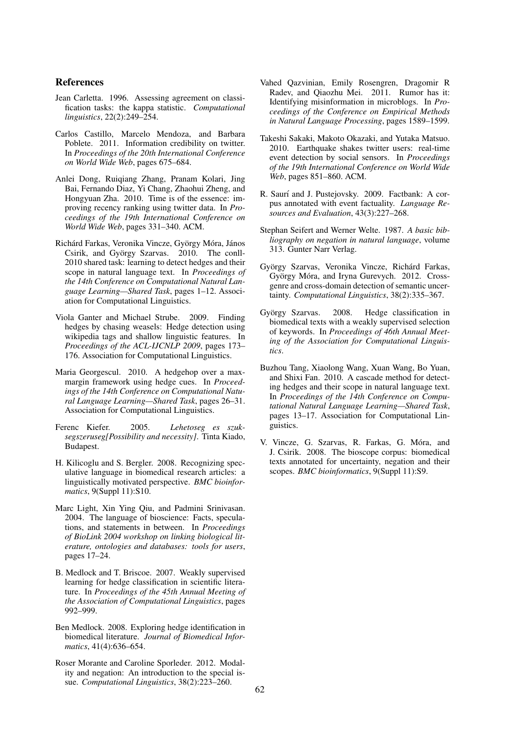## References

Jean Carletta. 1996. Assessing agreement on classification tasks: the kappa statistic. *Computational linguistics*, 22(2):249–254.

Carlos Castillo, Marcelo Mendoza, and Barbara Poblete. 2011. Information credibility on twitter. In *Proceedings of the 20th International Conference on World Wide Web*, pages 675–684.

Anlei Dong, Ruiqiang Zhang, Pranam Kolari, Jing Bai, Fernando Diaz, Yi Chang, Zhaohui Zheng, and Hongyuan Zha. 2010. Time is of the essence: improving recency ranking using twitter data. In *Proceedings of the 19th International Conference on World Wide Web*, pages 331–340. ACM.

Richárd Farkas, Veronika Vincze, György Móra, János Csirik, and György Szarvas. 2010. The conll-2010 shared task: learning to detect hedges and their scope in natural language text. In *Proceedings of the 14th Conference on Computational Natural Language Learning—Shared Task*, pages 1–12. Association for Computational Linguistics.

Viola Ganter and Michael Strube. 2009. Finding hedges by chasing weasels: Hedge detection using wikipedia tags and shallow linguistic features. In *Proceedings of the ACL-IJCNLP 2009*, pages 173–176. Association for Computational Linguistics.

Maria Georgescul. 2010. A hedgehop over a max-margin framework using hedge cues. In *Proceedings of the 14th Conference on Computational Natural Language Learning—Shared Task*, pages 26–31. Association for Computational Linguistics.

Ferenc Kiefer. 2005. *Lehetoseg es szuksegszeruseg[Possibility and necessity]*. Tinta Kiado, Budapest.

H. Kilicoglu and S. Bergler. 2008. Recognizing speculative language in biomedical research articles: a linguistically motivated perspective. *BMC bioinformatics*, 9(Suppl 11):S10.

Marc Light, Xin Ying Qiu, and Padmini Srinivasan. 2004. The language of bioscience: Facts, speculations, and statements in between. In *Proceedings of BioLink 2004 workshop on linking biological literature, ontologies and databases: tools for users*, pages 17–24.

B. Medlock and T. Briscoe. 2007. Weakly supervised learning for hedge classification in scientific literature. In *Proceedings of the 45th Annual Meeting of the Association of Computational Linguistics*, pages 992–999.

Ben Medlock. 2008. Exploring hedge identification in biomedical literature. *Journal of Biomedical Informatics*, 41(4):636–654.

Roser Morante and Caroline Sporleder. 2012. Modality and negation: An introduction to the special issue. *Computational Linguistics*, 38(2):223–260.

Vahed Qazvinian, Emily Rosengren, Dragomir R Radev, and Qiaozhu Mei. 2011. Rumor has it: Identifying misinformation in microblogs. In *Proceedings of the Conference on Empirical Methods in Natural Language Processing*, pages 1589–1599.

Takeshi Sakaki, Makoto Okazaki, and Yutaka Matsuo. 2010. Earthquake shakes twitter users: real-time event detection by social sensors. In *Proceedings of the 19th International Conference on World Wide Web*, pages 851–860. ACM.

R. Saurí and J. Pustejovsky. 2009. Factbank: A corpus annotated with event factuality. *Language Resources and Evaluation*, 43(3):227–268.

Stephan Seifert and Werner Welte. 1987. *A basic bibliography on negation in natural language*, volume 313. Gunter Narr Verlag.

György Szarvas, Veronika Vincze, Richárd Farkas, György Móra, and Iryna Gurevych. 2012. Cross-genre and cross-domain detection of semantic uncertainty. *Computational Linguistics*, 38(2):335–367.

György Szarvas. 2008. Hedge classification in biomedical texts with a weakly supervised selection of keywords. In *Proceedings of 46th Annual Meeting of the Association for Computational Linguistics*.

Buzhou Tang, Xiaolong Wang, Xuan Wang, Bo Yuan, and Shixi Fan. 2010. A cascade method for detecting hedges and their scope in natural language text. In *Proceedings of the 14th Conference on Computational Natural Language Learning—Shared Task*, pages 13–17. Association for Computational Linguistics.

V. Vincze, G. Szarvas, R. Farkas, G. Móra, and J. Csirik. 2008. The bioscope corpus: biomedical texts annotated for uncertainty, negation and their scopes. *BMC bioinformatics*, 9(Suppl 11):S9.